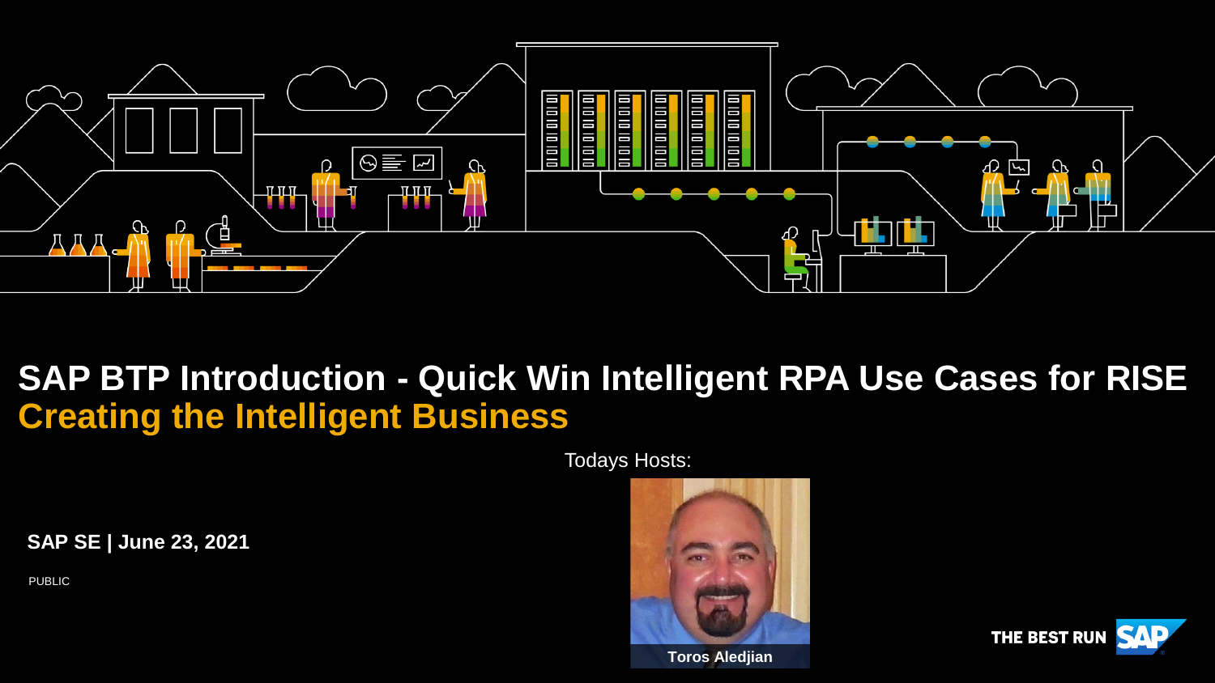# SAP BTP Introduction - Quick Win Intelligent RPA Use Cases for RISE

## Creating the Intelligent Business

Todays Hosts:

**Toros Aledjian**

**SAP SE | June 23, 2021**

PUBLIC

THE BEST RUN SAP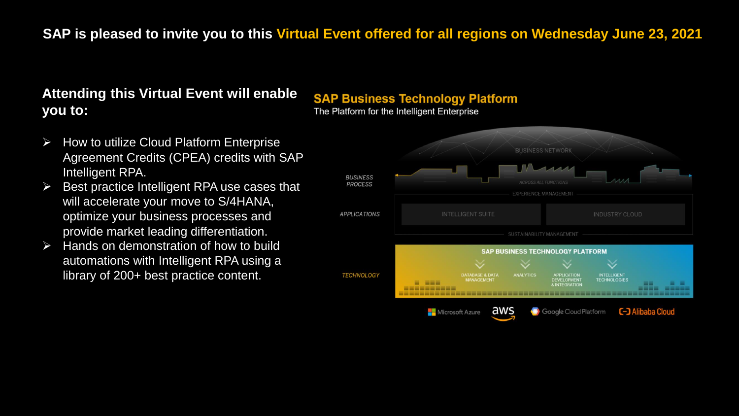**SAP is pleased to invite you to this Virtual Event offered for all regions on Wednesday June 23, 2021**

## Attending this Virtual Event will enable you to:

- How to utilize Cloud Platform Enterprise Agreement Credits (CPEA) credits with SAP Intelligent RPA.
- Best practice Intelligent RPA use cases that will accelerate your move to S/4HANA, optimize your business processes and provide market leading differentiation.
- Hands on demonstration of how to build automations with Intelligent RPA using a library of 200+ best practice content.

## SAP Business Technology Platform

The Platform for the Intelligent Enterprise

BUSINESS NETWORK

BUSINESS PROCESS — ACROSS ALL FUNCTIONS

EXPERIENCE MANAGEMENT

APPLICATIONS — INTELLIGENT SUITE | INDUSTRY CLOUD

SUSTAINABILITY MANAGEMENT

TECHNOLOGY — SAP BUSINESS TECHNOLOGY PLATFORM

- DATABASE & DATA MANAGEMENT
- ANALYTICS
- APPLICATION DEVELOPMENT & INTEGRATION
- INTELLIGENT TECHNOLOGIES

Microsoft Azure | aws | Google Cloud Platform | Alibaba Cloud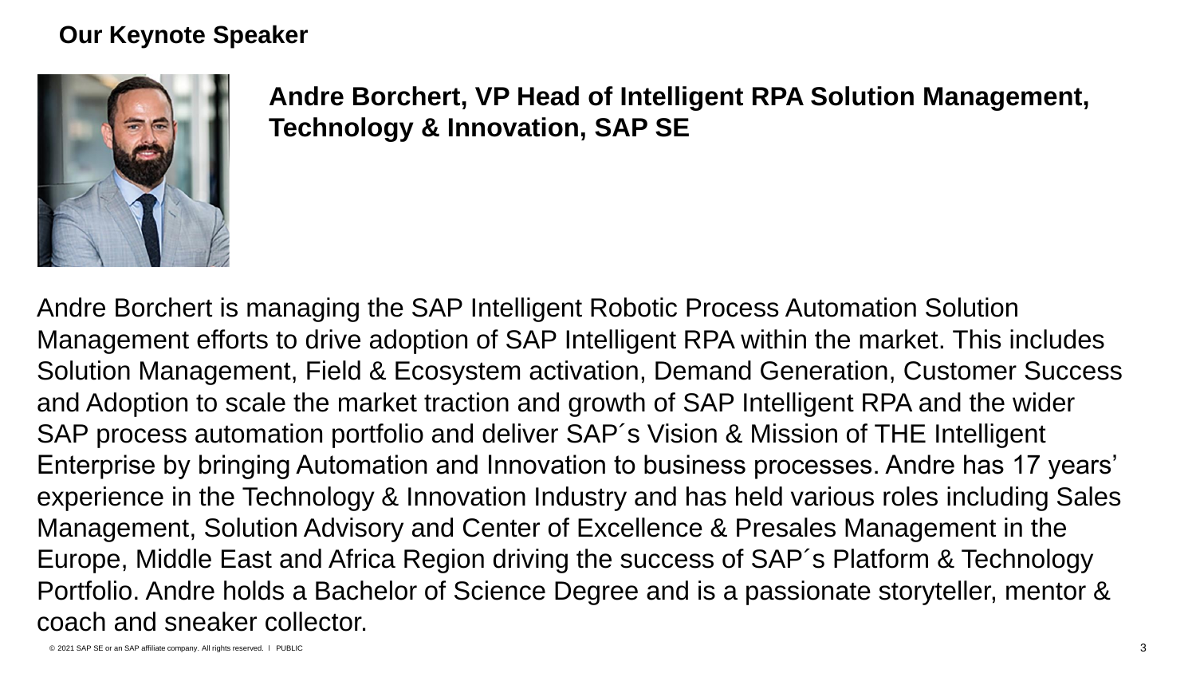## Our Keynote Speaker

**Andre Borchert, VP Head of Intelligent RPA Solution Management, Technology & Innovation, SAP SE**

Andre Borchert is managing the SAP Intelligent Robotic Process Automation Solution Management efforts to drive adoption of SAP Intelligent RPA within the market. This includes Solution Management, Field & Ecosystem activation, Demand Generation, Customer Success and Adoption to scale the market traction and growth of SAP Intelligent RPA and the wider SAP process automation portfolio and deliver SAP´s Vision & Mission of THE Intelligent Enterprise by bringing Automation and Innovation to business processes. Andre has 17 years' experience in the Technology & Innovation Industry and has held various roles including Sales Management, Solution Advisory and Center of Excellence & Presales Management in the Europe, Middle East and Africa Region driving the success of SAP´s Platform & Technology Portfolio. Andre holds a Bachelor of Science Degree and is a passionate storyteller, mentor & coach and sneaker collector.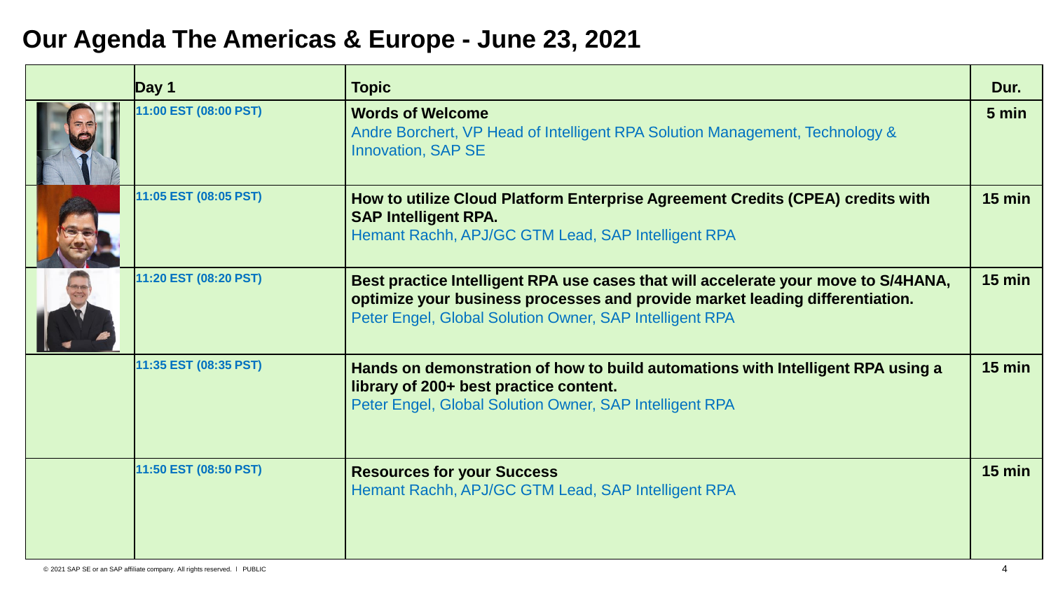# Our Agenda The Americas & Europe - June 23, 2021

| | Day 1 | Topic | Dur. |
|---|---|---|---|
| | 11:00 EST (08:00 PST) | **Words of Welcome**<br>Andre Borchert, VP Head of Intelligent RPA Solution Management, Technology & Innovation, SAP SE | 5 min |
| | 11:05 EST (08:05 PST) | **How to utilize Cloud Platform Enterprise Agreement Credits (CPEA) credits with SAP Intelligent RPA.**<br>Hemant Rachh, APJ/GC GTM Lead, SAP Intelligent RPA | 15 min |
| | 11:20 EST (08:20 PST) | **Best practice Intelligent RPA use cases that will accelerate your move to S/4HANA, optimize your business processes and provide market leading differentiation.**<br>Peter Engel, Global Solution Owner, SAP Intelligent RPA | 15 min |
| | 11:35 EST (08:35 PST) | **Hands on demonstration of how to build automations with Intelligent RPA using a library of 200+ best practice content.**<br>Peter Engel, Global Solution Owner, SAP Intelligent RPA | 15 min |
| | 11:50 EST (08:50 PST) | **Resources for your Success**<br>Hemant Rachh, APJ/GC GTM Lead, SAP Intelligent RPA | 15 min |

© 2021 SAP SE or an SAP affiliate company. All rights reserved. ǀ PUBLIC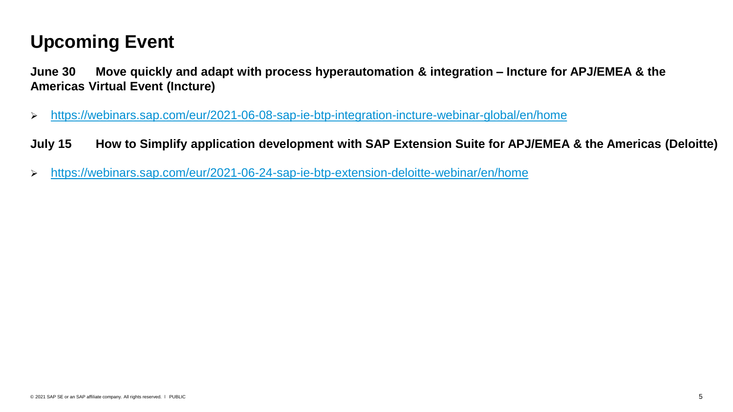# Upcoming Event

**June 30 Move quickly and adapt with process hyperautomation & integration – Incture for APJ/EMEA & the Americas Virtual Event (Incture)**

- https://webinars.sap.com/eur/2021-06-08-sap-ie-btp-integration-incture-webinar-global/en/home

**July 15 How to Simplify application development with SAP Extension Suite for APJ/EMEA & the Americas (Deloitte)**

- https://webinars.sap.com/eur/2021-06-24-sap-ie-btp-extension-deloitte-webinar/en/home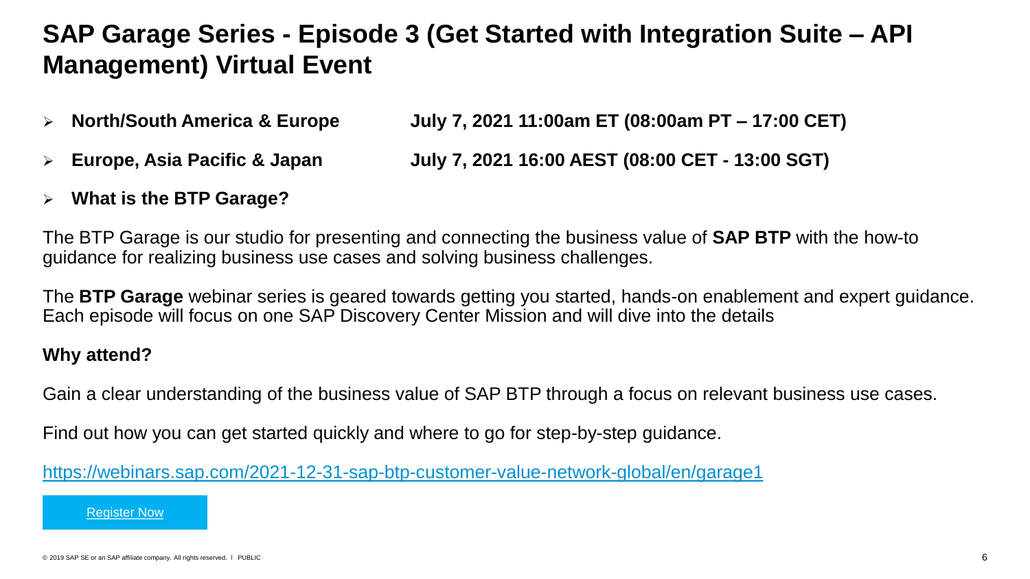# SAP Garage Series - Episode 3 (Get Started with Integration Suite – API Management) Virtual Event

- **North/South America & Europe** **July 7, 2021 11:00am ET (08:00am PT – 17:00 CET)**
- **Europe, Asia Pacific & Japan** **July 7, 2021 16:00 AEST (08:00 CET - 13:00 SGT)**
- **What is the BTP Garage?**

The BTP Garage is our studio for presenting and connecting the business value of **SAP BTP** with the how-to guidance for realizing business use cases and solving business challenges.

The **BTP Garage** webinar series is geared towards getting you started, hands-on enablement and expert guidance. Each episode will focus on one SAP Discovery Center Mission and will dive into the details

**Why attend?**

Gain a clear understanding of the business value of SAP BTP through a focus on relevant business use cases.

Find out how you can get started quickly and where to go for step-by-step guidance.

https://webinars.sap.com/2021-12-31-sap-btp-customer-value-network-global/en/garage1

Register Now

© 2019 SAP SE or an SAP affiliate company. All rights reserved. I PUBLIC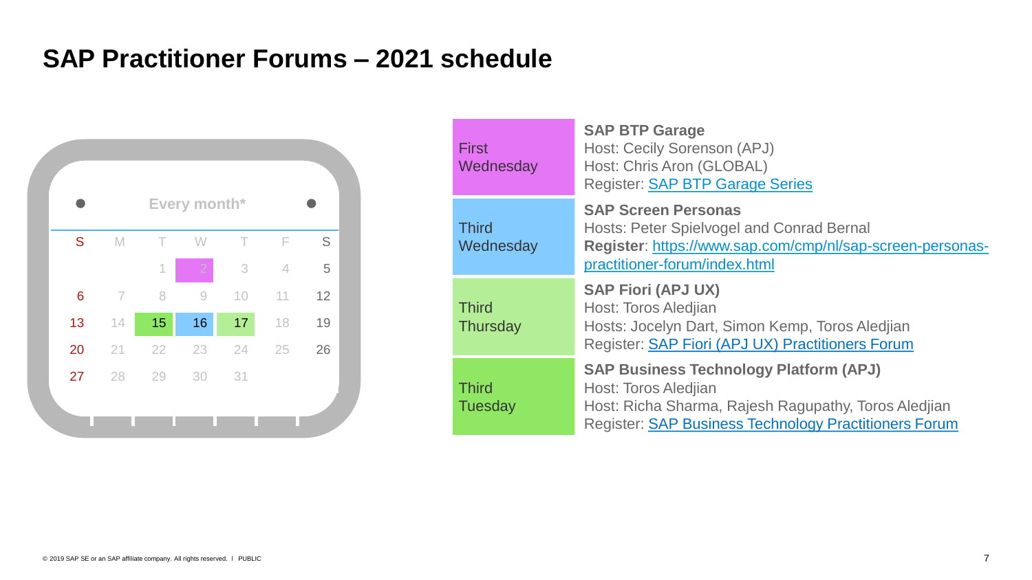# SAP Practitioner Forums – 2021 schedule

**Every month***

| S | M | T | W | T | F | S |
|---|---|---|---|---|---|---|
| | | 1 | 2 | 3 | 4 | 5 |
| 6 | 7 | 8 | 9 | 10 | 11 | 12 |
| 13 | 14 | 15 | 16 | 17 | 18 | 19 |
| 20 | 21 | 22 | 23 | 24 | 25 | 26 |
| 27 | 28 | 29 | 30 | 31 | | |

| Schedule | Forum |
|---|---|
| First Wednesday | **SAP BTP Garage**<br>Host: Cecily Sorenson (APJ)<br>Host: Chris Aron (GLOBAL)<br>Register: [SAP BTP Garage Series]() |
| Third Wednesday | **SAP Screen Personas**<br>Hosts: Peter Spielvogel and Conrad Bernal<br>**Register**: [https://www.sap.com/cmp/nl/sap-screen-personas-practitioner-forum/index.html](https://www.sap.com/cmp/nl/sap-screen-personas-practitioner-forum/index.html) |
| Third Thursday | **SAP Fiori (APJ UX)**<br>Host: Toros Aledjian<br>Hosts: Jocelyn Dart, Simon Kemp, Toros Aledjian<br>Register: [SAP Fiori (APJ UX) Practitioners Forum]() |
| Third Tuesday | **SAP Business Technology Platform (APJ)**<br>Host: Toros Aledjian<br>Host: Richa Sharma, Rajesh Ragupathy, Toros Aledjian<br>Register: [SAP Business Technology Practitioners Forum]() |

© 2019 SAP SE or an SAP affiliate company. All rights reserved. I PUBLIC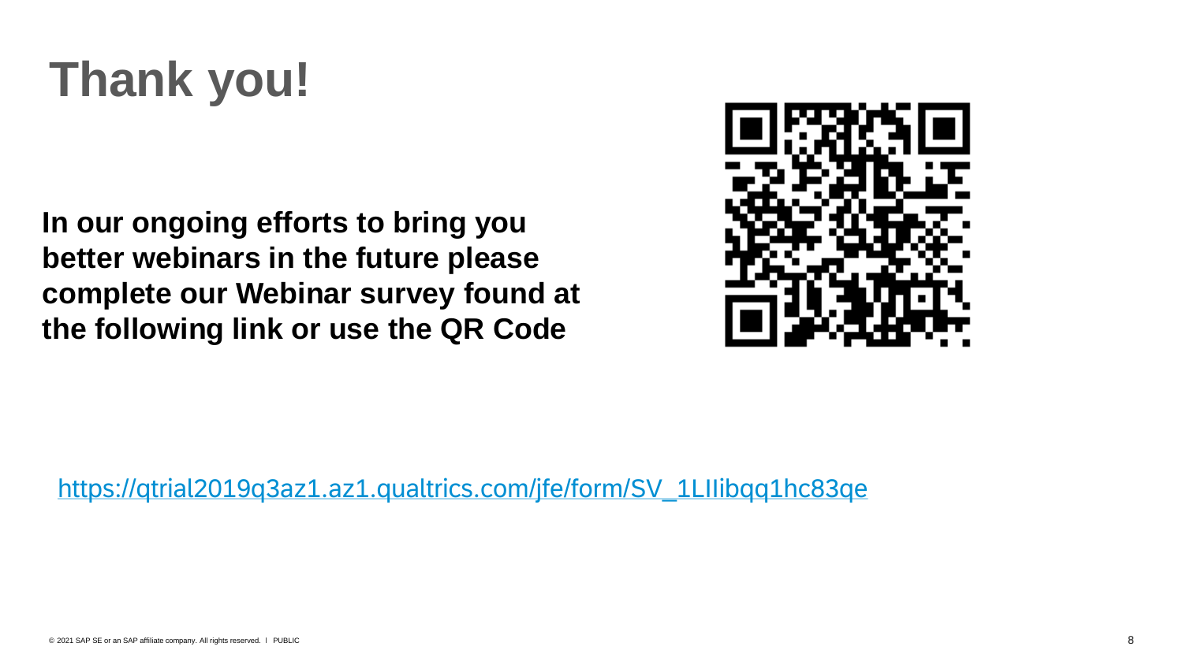# Thank you!

**In our ongoing efforts to bring you better webinars in the future please complete our Webinar survey found at the following link or use the QR Code**

https://qtrial2019q3az1.az1.qualtrics.com/jfe/form/SV_1LIIibqq1hc83qe

© 2021 SAP SE or an SAP affiliate company. All rights reserved. I PUBLIC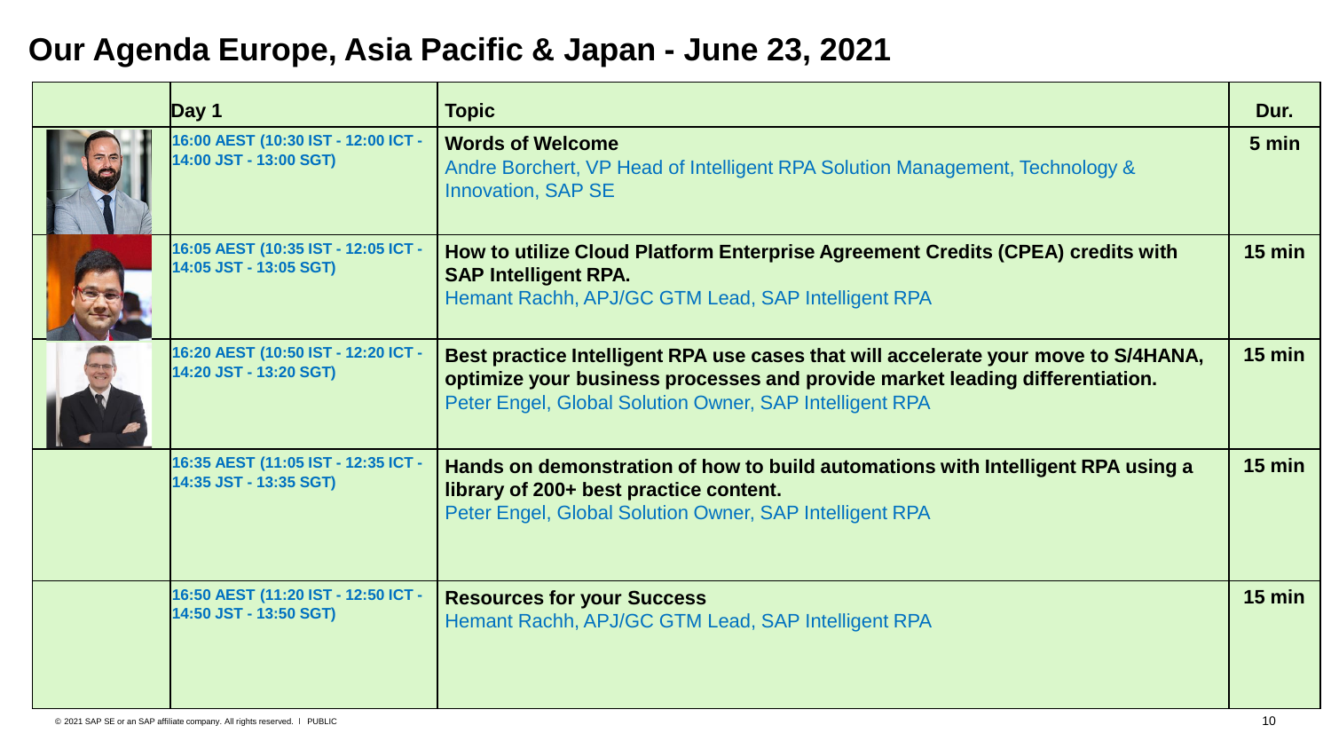# Our Agenda Europe, Asia Pacific & Japan - June 23, 2021

| | Day 1 | Topic | Dur. |
|---|---|---|---|
| | 16:00 AEST (10:30 IST - 12:00 ICT - 14:00 JST - 13:00 SGT) | **Words of Welcome**<br>Andre Borchert, VP Head of Intelligent RPA Solution Management, Technology & Innovation, SAP SE | 5 min |
| | 16:05 AEST (10:35 IST - 12:05 ICT - 14:05 JST - 13:05 SGT) | **How to utilize Cloud Platform Enterprise Agreement Credits (CPEA) credits with SAP Intelligent RPA.**<br>Hemant Rachh, APJ/GC GTM Lead, SAP Intelligent RPA | 15 min |
| | 16:20 AEST (10:50 IST - 12:20 ICT - 14:20 JST - 13:20 SGT) | **Best practice Intelligent RPA use cases that will accelerate your move to S/4HANA, optimize your business processes and provide market leading differentiation.**<br>Peter Engel, Global Solution Owner, SAP Intelligent RPA | 15 min |
| | 16:35 AEST (11:05 IST - 12:35 ICT - 14:35 JST - 13:35 SGT) | **Hands on demonstration of how to build automations with Intelligent RPA using a library of 200+ best practice content.**<br>Peter Engel, Global Solution Owner, SAP Intelligent RPA | 15 min |
| | 16:50 AEST (11:20 IST - 12:50 ICT - 14:50 JST - 13:50 SGT) | **Resources for your Success**<br>Hemant Rachh, APJ/GC GTM Lead, SAP Intelligent RPA | 15 min |

© 2021 SAP SE or an SAP affiliate company. All rights reserved. I PUBLIC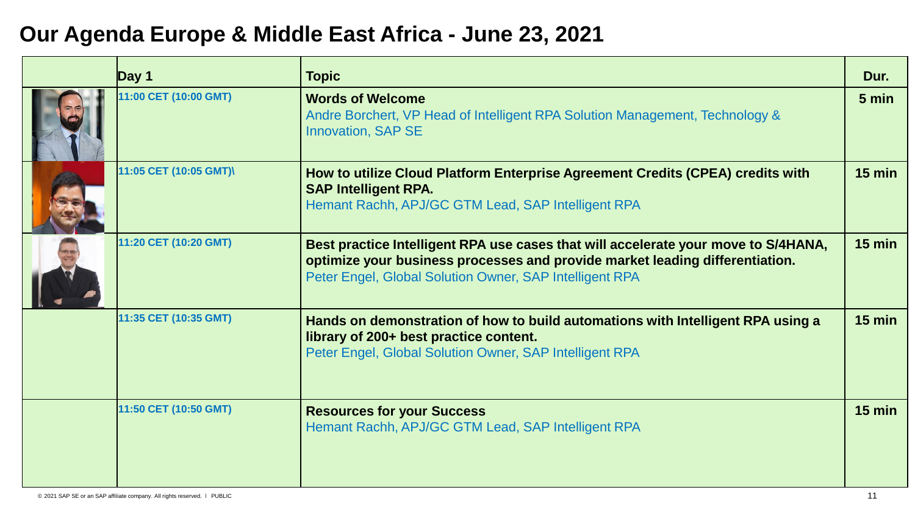# Our Agenda Europe & Middle East Africa - June 23, 2021

| | Day 1 | Topic | Dur. |
|---|---|---|---|
| | 11:00 CET (10:00 GMT) | **Words of Welcome**<br>Andre Borchert, VP Head of Intelligent RPA Solution Management, Technology & Innovation, SAP SE | 5 min |
| | 11:05 CET (10:05 GMT)\ | **How to utilize Cloud Platform Enterprise Agreement Credits (CPEA) credits with SAP Intelligent RPA.**<br>Hemant Rachh, APJ/GC GTM Lead, SAP Intelligent RPA | 15 min |
| | 11:20 CET (10:20 GMT) | **Best practice Intelligent RPA use cases that will accelerate your move to S/4HANA, optimize your business processes and provide market leading differentiation.**<br>Peter Engel, Global Solution Owner, SAP Intelligent RPA | 15 min |
| | 11:35 CET (10:35 GMT) | **Hands on demonstration of how to build automations with Intelligent RPA using a library of 200+ best practice content.**<br>Peter Engel, Global Solution Owner, SAP Intelligent RPA | 15 min |
| | 11:50 CET (10:50 GMT) | **Resources for your Success**<br>Hemant Rachh, APJ/GC GTM Lead, SAP Intelligent RPA | 15 min |

© 2021 SAP SE or an SAP affiliate company. All rights reserved. I PUBLIC